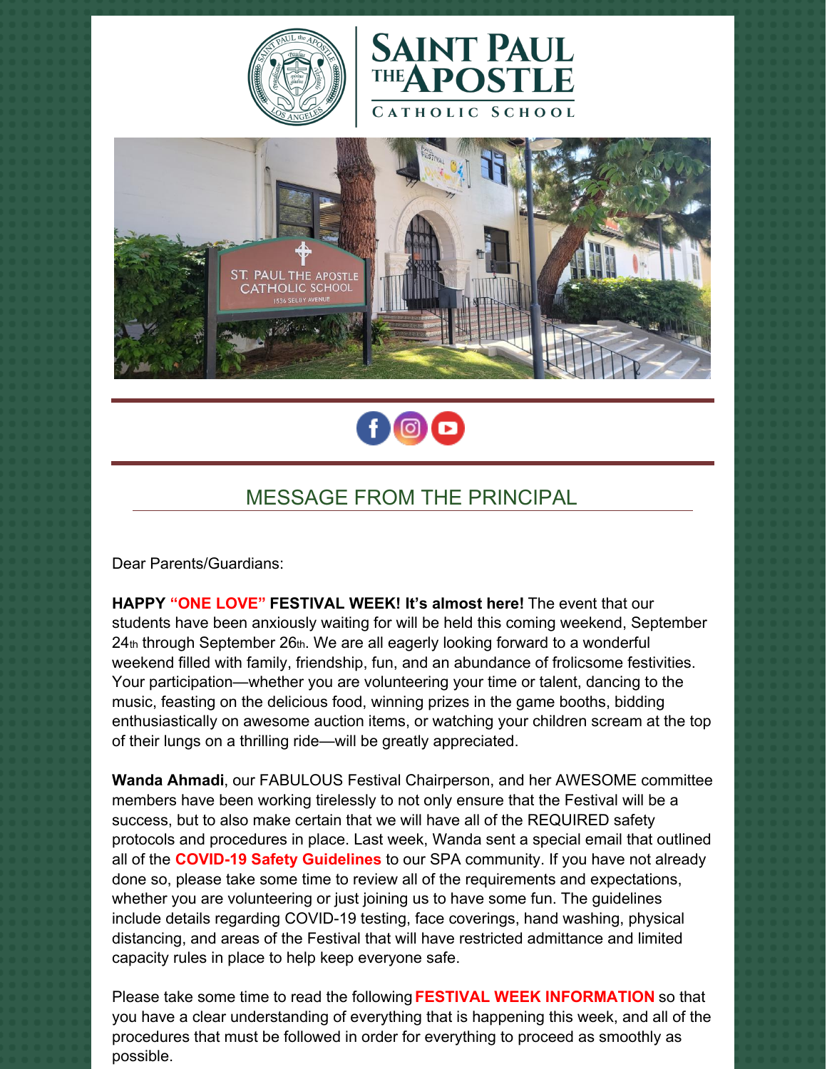# Saint Paul the Apostle Catholic School

## MESSAGE FROM THE PRINCIPAL

Dear Parents/Guardians:

**HAPPY "ONE LOVE" FESTIVAL WEEK! It's almost here!** The event that our students have been anxiously waiting for will be held this coming weekend, September 24th through September 26th. We are all eagerly looking forward to a wonderful weekend filled with family, friendship, fun, and an abundance of frolicsome festivities. Your participation—whether you are volunteering your time or talent, dancing to the music, feasting on the delicious food, winning prizes in the game booths, bidding enthusiastically on awesome auction items, or watching your children scream at the top of their lungs on a thrilling ride—will be greatly appreciated.

**Wanda Ahmadi**, our FABULOUS Festival Chairperson, and her AWESOME committee members have been working tirelessly to not only ensure that the Festival will be a success, but to also make certain that we will have all of the REQUIRED safety protocols and procedures in place. Last week, Wanda sent a special email that outlined all of the **COVID-19 Safety Guidelines** to our SPA community. If you have not already done so, please take some time to review all of the requirements and expectations, whether you are volunteering or just joining us to have some fun. The guidelines include details regarding COVID-19 testing, face coverings, hand washing, physical distancing, and areas of the Festival that will have restricted admittance and limited capacity rules in place to help keep everyone safe.

Please take some time to read the following **FESTIVAL WEEK INFORMATION** so that you have a clear understanding of everything that is happening this week, and all of the procedures that must be followed in order for everything to proceed as smoothly as possible.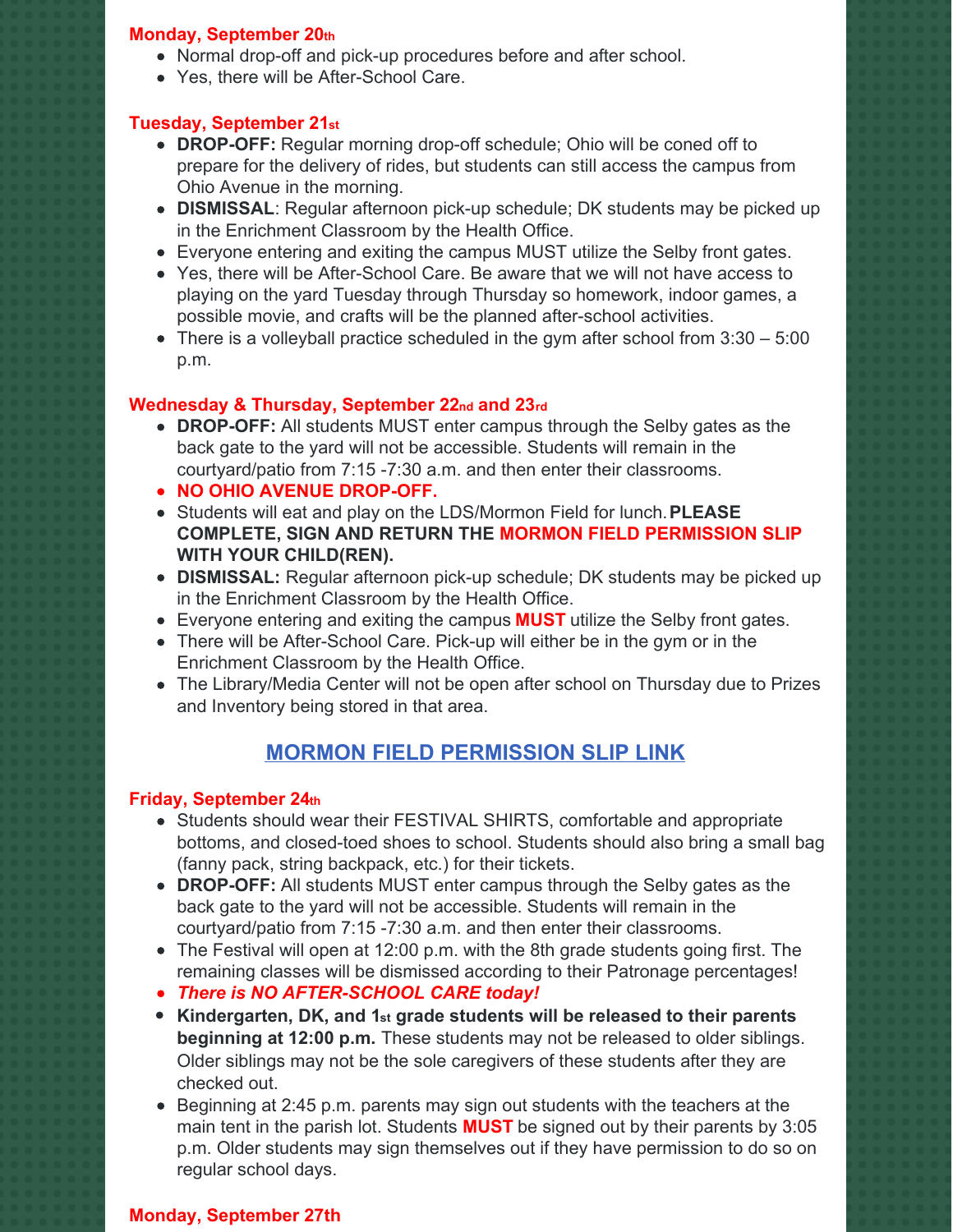### Monday, September 20th

- Normal drop-off and pick-up procedures before and after school.
- Yes, there will be After-School Care.

### Tuesday, September 21st

- **DROP-OFF:** Regular morning drop-off schedule; Ohio will be coned off to prepare for the delivery of rides, but students can still access the campus from Ohio Avenue in the morning.
- **DISMISSAL**: Regular afternoon pick-up schedule; DK students may be picked up in the Enrichment Classroom by the Health Office.
- Everyone entering and exiting the campus MUST utilize the Selby front gates.
- Yes, there will be After-School Care. Be aware that we will not have access to playing on the yard Tuesday through Thursday so homework, indoor games, a possible movie, and crafts will be the planned after-school activities.
- There is a volleyball practice scheduled in the gym after school from 3:30 – 5:00 p.m.

### Wednesday & Thursday, September 22nd and 23rd

- **DROP-OFF:** All students MUST enter campus through the Selby gates as the back gate to the yard will not be accessible. Students will remain in the courtyard/patio from 7:15 -7:30 a.m. and then enter their classrooms.
- **NO OHIO AVENUE DROP-OFF.**
- Students will eat and play on the LDS/Mormon Field for lunch. **PLEASE COMPLETE, SIGN AND RETURN THE MORMON FIELD PERMISSION SLIP WITH YOUR CHILD(REN).**
- **DISMISSAL:** Regular afternoon pick-up schedule; DK students may be picked up in the Enrichment Classroom by the Health Office.
- Everyone entering and exiting the campus **MUST** utilize the Selby front gates.
- There will be After-School Care. Pick-up will either be in the gym or in the Enrichment Classroom by the Health Office.
- The Library/Media Center will not be open after school on Thursday due to Prizes and Inventory being stored in that area.

**MORMON FIELD PERMISSION SLIP LINK**

### Friday, September 24th

- Students should wear their FESTIVAL SHIRTS, comfortable and appropriate bottoms, and closed-toed shoes to school. Students should also bring a small bag (fanny pack, string backpack, etc.) for their tickets.
- **DROP-OFF:** All students MUST enter campus through the Selby gates as the back gate to the yard will not be accessible. Students will remain in the courtyard/patio from 7:15 -7:30 a.m. and then enter their classrooms.
- The Festival will open at 12:00 p.m. with the 8th grade students going first. The remaining classes will be dismissed according to their Patronage percentages!
- ***There is NO AFTER-SCHOOL CARE today!***
- **Kindergarten, DK, and 1st grade students will be released to their parents beginning at 12:00 p.m.** These students may not be released to older siblings. Older siblings may not be the sole caregivers of these students after they are checked out.
- Beginning at 2:45 p.m. parents may sign out students with the teachers at the main tent in the parish lot. Students **MUST** be signed out by their parents by 3:05 p.m. Older students may sign themselves out if they have permission to do so on regular school days.

### Monday, September 27th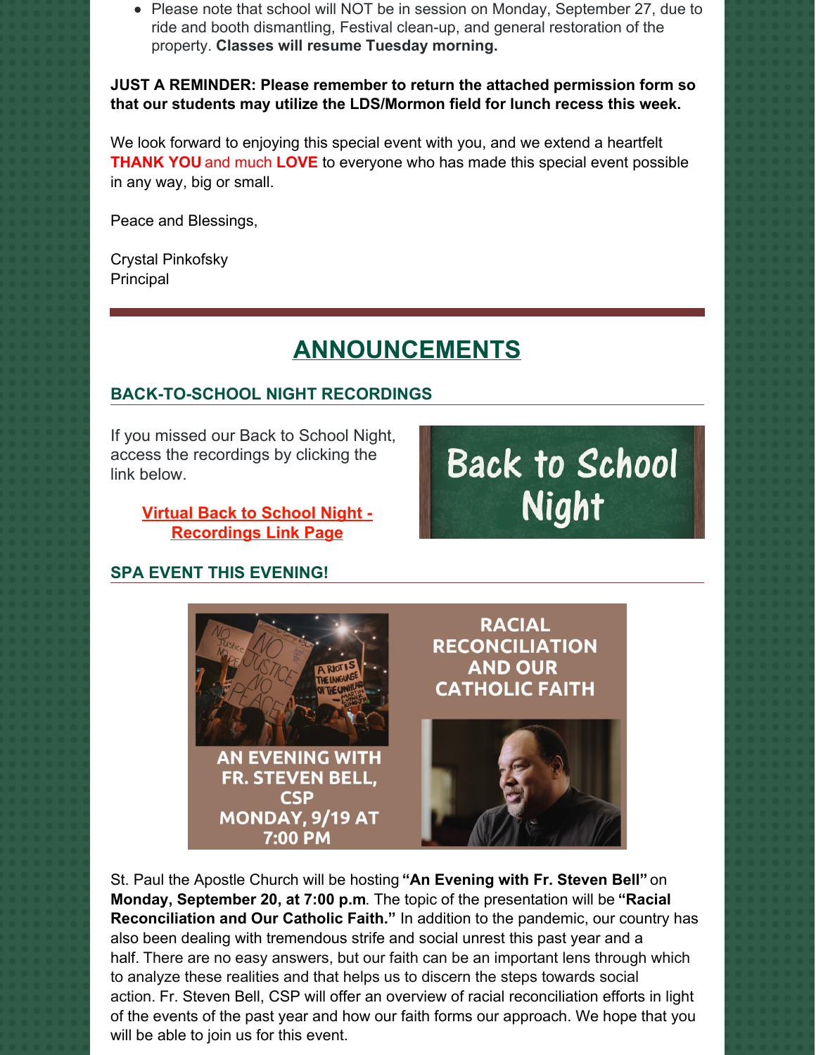- Please note that school will NOT be in session on Monday, September 27, due to ride and booth dismantling, Festival clean-up, and general restoration of the property. **Classes will resume Tuesday morning.**

**JUST A REMINDER: Please remember to return the attached permission form so that our students may utilize the LDS/Mormon field for lunch recess this week.**

We look forward to enjoying this special event with you, and we extend a heartfelt **THANK YOU** and much **LOVE** to everyone who has made this special event possible in any way, big or small.

Peace and Blessings,

Crystal Pinkofsky
Principal

# ANNOUNCEMENTS

## BACK-TO-SCHOOL NIGHT RECORDINGS

If you missed our Back to School Night, access the recordings by clicking the link below.

**Virtual Back to School Night - Recordings Link Page**

Back to School Night

## SPA EVENT THIS EVENING!

RACIAL RECONCILIATION AND OUR CATHOLIC FAITH

AN EVENING WITH FR. STEVEN BELL, CSP
MONDAY, 9/19 AT 7:00 PM

St. Paul the Apostle Church will be hosting **"An Evening with Fr. Steven Bell"** on **Monday, September 20, at 7:00 p.m**. The topic of the presentation will be **"Racial Reconciliation and Our Catholic Faith."** In addition to the pandemic, our country has also been dealing with tremendous strife and social unrest this past year and a half. There are no easy answers, but our faith can be an important lens through which to analyze these realities and that helps us to discern the steps towards social action. Fr. Steven Bell, CSP will offer an overview of racial reconciliation efforts in light of the events of the past year and how our faith forms our approach. We hope that you will be able to join us for this event.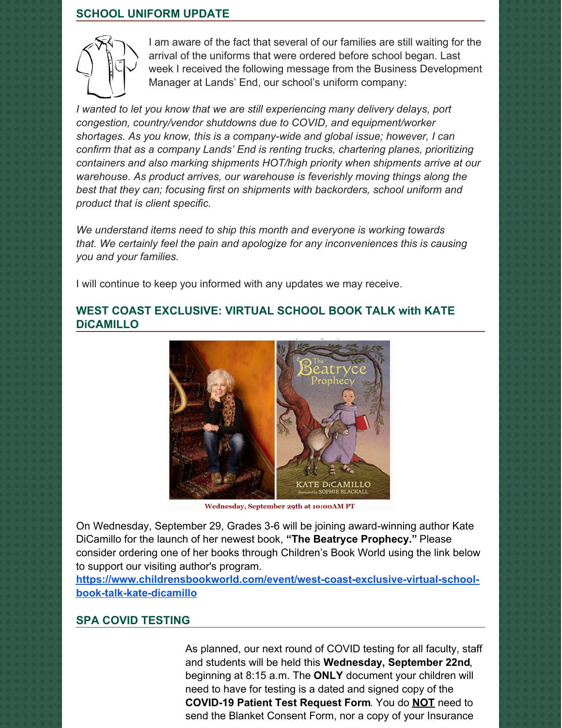## SCHOOL UNIFORM UPDATE

I am aware of the fact that several of our families are still waiting for the arrival of the uniforms that were ordered before school began. Last week I received the following message from the Business Development Manager at Lands' End, our school's uniform company:

*I wanted to let you know that we are still experiencing many delivery delays, port congestion, country/vendor shutdowns due to COVID, and equipment/worker shortages. As you know, this is a company-wide and global issue; however, I can confirm that as a company Lands' End is renting trucks, chartering planes, prioritizing containers and also marking shipments HOT/high priority when shipments arrive at our warehouse. As product arrives, our warehouse is feverishly moving things along the best that they can; focusing first on shipments with backorders, school uniform and product that is client specific.*

*We understand items need to ship this month and everyone is working towards that. We certainly feel the pain and apologize for any inconveniences this is causing you and your families.*

I will continue to keep you informed with any updates we may receive.

## WEST COAST EXCLUSIVE: VIRTUAL SCHOOL BOOK TALK with KATE DiCAMILLO

Wednesday, September 29th at 10:00AM PT

On Wednesday, September 29, Grades 3-6 will be joining award-winning author Kate DiCamillo for the launch of her newest book, **"The Beatryce Prophecy."** Please consider ordering one of her books through Children's Book World using the link below to support our visiting author's program.
https://www.childrensbookworld.com/event/west-coast-exclusive-virtual-school-book-talk-kate-dicamillo

## SPA COVID TESTING

As planned, our next round of COVID testing for all faculty, staff and students will be held this **Wednesday, September 22nd**, beginning at 8:15 a.m. The **ONLY** document your children will need to have for testing is a dated and signed copy of the **COVID-19 Patient Test Request Form**. You do **NOT** need to send the Blanket Consent Form, nor a copy of your Insurance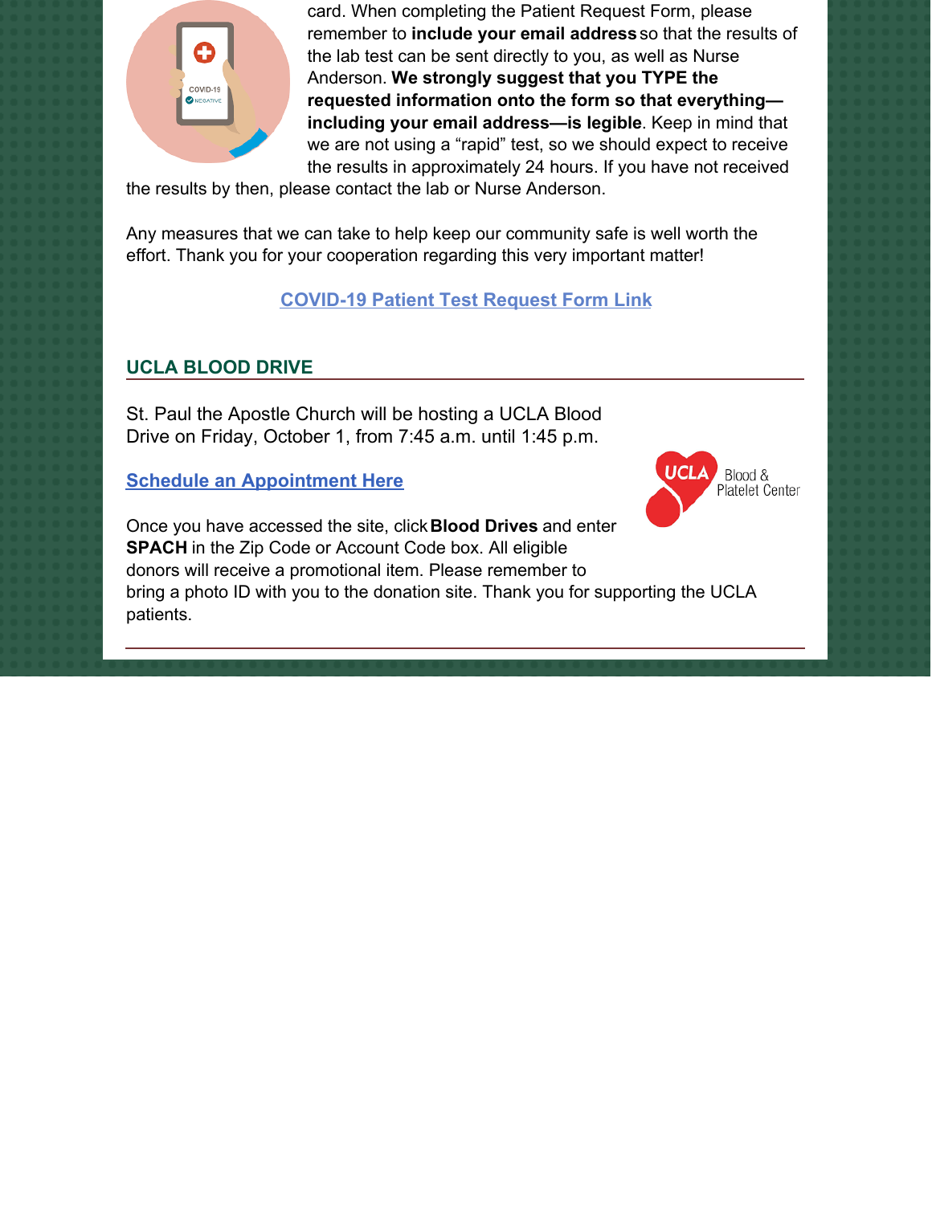card. When completing the Patient Request Form, please remember to **include your email address** so that the results of the lab test can be sent directly to you, as well as Nurse Anderson. **We strongly suggest that you TYPE the requested information onto the form so that everything—including your email address—is legible**. Keep in mind that we are not using a "rapid" test, so we should expect to receive the results in approximately 24 hours. If you have not received the results by then, please contact the lab or Nurse Anderson.

Any measures that we can take to help keep our community safe is well worth the effort. Thank you for your cooperation regarding this very important matter!

**COVID-19 Patient Test Request Form Link**

## UCLA BLOOD DRIVE

St. Paul the Apostle Church will be hosting a UCLA Blood Drive on Friday, October 1, from 7:45 a.m. until 1:45 p.m.

**Schedule an Appointment Here**

Once you have accessed the site, click **Blood Drives** and enter **SPACH** in the Zip Code or Account Code box. All eligible donors will receive a promotional item. Please remember to bring a photo ID with you to the donation site. Thank you for supporting the UCLA patients.